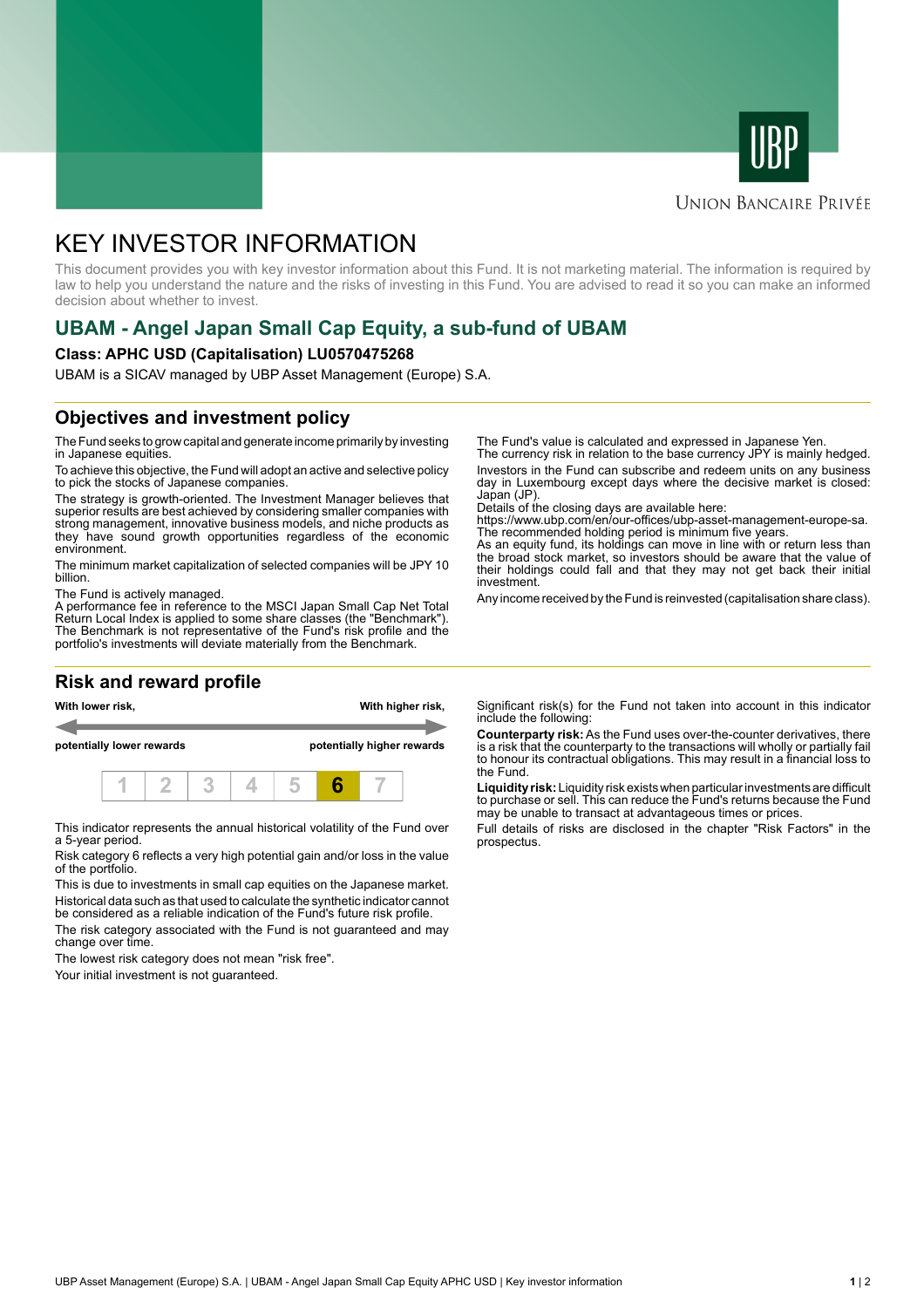# KEY INVESTOR INFORMATION

This document provides you with key investor information about this Fund. It is not marketing material. The information is required by law to help you understand the nature and the risks of investing in this Fund. You are advised to read it so you can make an informed decision about whether to invest.

## UBAM - Angel Japan Small Cap Equity, a sub-fund of UBAM

**Class: APHC USD (Capitalisation) LU0570475268**

UBAM is a SICAV managed by UBP Asset Management (Europe) S.A.

## Objectives and investment policy

The Fund seeks to grow capital and generate income primarily by investing in Japanese equities.

To achieve this objective, the Fund will adopt an active and selective policy to pick the stocks of Japanese companies.

The strategy is growth-oriented. The Investment Manager believes that superior results are best achieved by considering smaller companies with strong management, innovative business models, and niche products as they have sound growth opportunities regardless of the economic environment.

The minimum market capitalization of selected companies will be JPY 10 billion.

The Fund is actively managed.
A performance fee in reference to the MSCI Japan Small Cap Net Total Return Local Index is applied to some share classes (the "Benchmark"). The Benchmark is not representative of the Fund's risk profile and the portfolio's investments will deviate materially from the Benchmark.

The Fund's value is calculated and expressed in Japanese Yen.
The currency risk in relation to the base currency JPY is mainly hedged.

Investors in the Fund can subscribe and redeem units on any business day in Luxembourg except days where the decisive market is closed: Japan (JP).
Details of the closing days are available here:
https://www.ubp.com/en/our-offices/ubp-asset-management-europe-sa.
The recommended holding period is minimum five years.
As an equity fund, its holdings can move in line with or return less than the broad stock market, so investors should be aware that the value of their holdings could fall and that they may not get back their initial investment.

Any income received by the Fund is reinvested (capitalisation share class).

## Risk and reward profile

**With lower risk,** — **With higher risk,**

**potentially lower rewards** — **potentially higher rewards**

| 1 | 2 | 3 | 4 | 5 | **6** | 7 |
|---|---|---|---|---|---|---|

This indicator represents the annual historical volatility of the Fund over a 5-year period.

Risk category 6 reflects a very high potential gain and/or loss in the value of the portfolio.

This is due to investments in small cap equities on the Japanese market.

Historical data such as that used to calculate the synthetic indicator cannot be considered as a reliable indication of the Fund's future risk profile.

The risk category associated with the Fund is not guaranteed and may change over time.

The lowest risk category does not mean "risk free".

Your initial investment is not guaranteed.

Significant risk(s) for the Fund not taken into account in this indicator include the following:

**Counterparty risk:** As the Fund uses over-the-counter derivatives, there is a risk that the counterparty to the transactions will wholly or partially fail to honour its contractual obligations. This may result in a financial loss to the Fund.

**Liquidity risk:** Liquidity risk exists when particular investments are difficult to purchase or sell. This can reduce the Fund's returns because the Fund may be unable to transact at advantageous times or prices.

Full details of risks are disclosed in the chapter "Risk Factors" in the prospectus.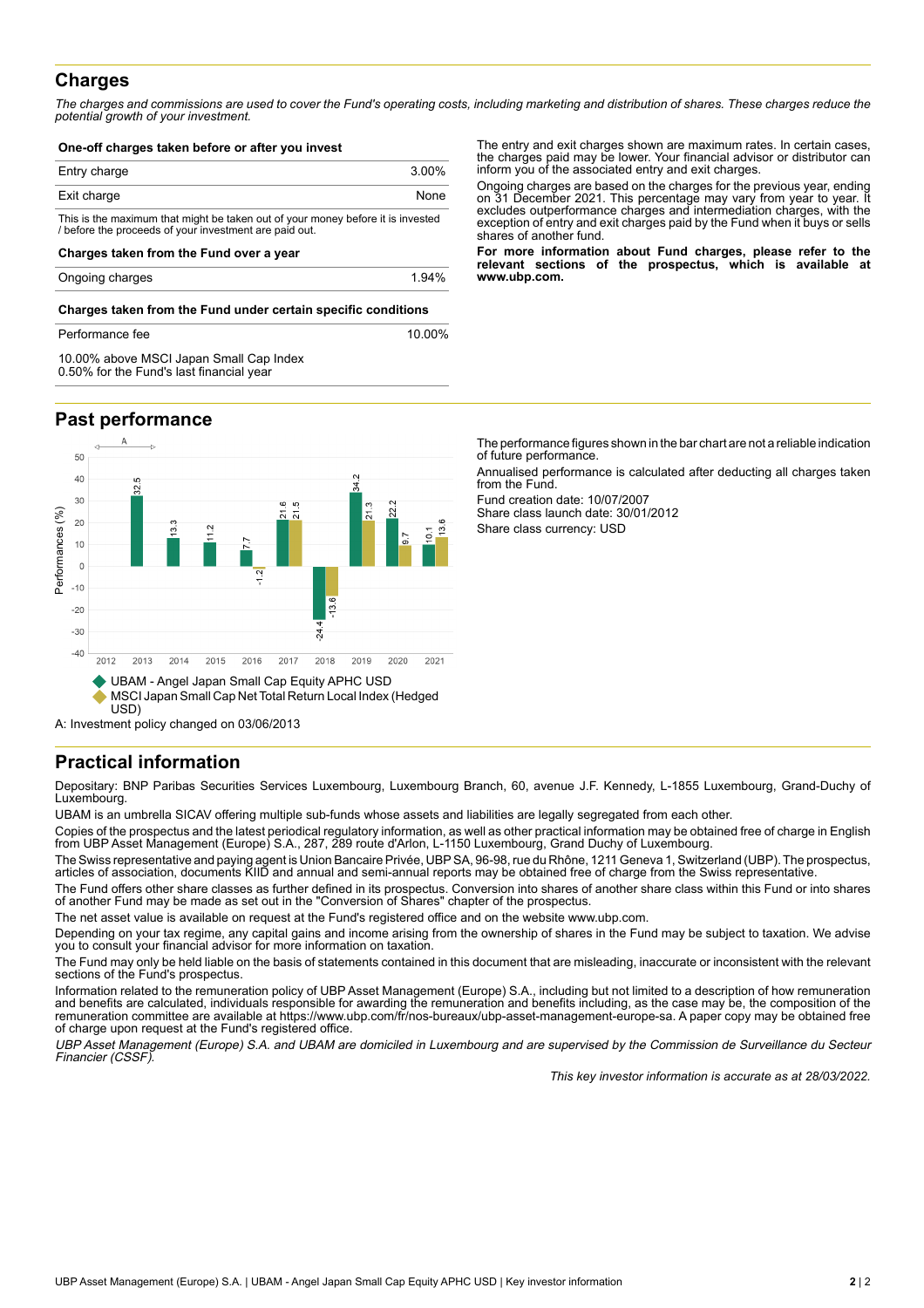## Charges

*The charges and commissions are used to cover the Fund's operating costs, including marketing and distribution of shares. These charges reduce the potential growth of your investment.*

| **One-off charges taken before or after you invest** | |
|---|---|
| Entry charge | 3.00% |
| Exit charge | None |

This is the maximum that might be taken out of your money before it is invested / before the proceeds of your investment are paid out.

| **Charges taken from the Fund over a year** | |
|---|---|
| Ongoing charges | 1.94% |

| **Charges taken from the Fund under certain specific conditions** | |
|---|---|
| Performance fee | 10.00% |

10.00% above MSCI Japan Small Cap Index
0.50% for the Fund's last financial year

The entry and exit charges shown are maximum rates. In certain cases, the charges paid may be lower. Your financial advisor or distributor can inform you of the associated entry and exit charges.

Ongoing charges are based on the charges for the previous year, ending on 31 December 2021. This percentage may vary from year to year. It excludes outperformance charges and intermediation charges, with the exception of entry and exit charges paid by the Fund when it buys or sells shares of another fund.

**For more information about Fund charges, please refer to the relevant sections of the prospectus, which is available at www.ubp.com.**

## Past performance

A

Performances (%)

50
40
30
20
10
0
-10
-20
-30
-40

32.5
13.3
11.2
7.7 -1.2
21.6 21.5
-24.4 -13.6
34.2 21.3
22.2 9.7
10.1 13.6

2012 2013 2014 2015 2016 2017 2018 2019 2020 2021

UBAM - Angel Japan Small Cap Equity APHC USD
MSCI Japan Small Cap Net Total Return Local Index (Hedged USD)

A: Investment policy changed on 03/06/2013

The performance figures shown in the bar chart are not a reliable indication of future performance.

Annualised performance is calculated after deducting all charges taken from the Fund.

Fund creation date: 10/07/2007
Share class launch date: 30/01/2012
Share class currency: USD

## Practical information

Depositary: BNP Paribas Securities Services Luxembourg, Luxembourg Branch, 60, avenue J.F. Kennedy, L-1855 Luxembourg, Grand-Duchy of Luxembourg.

UBAM is an umbrella SICAV offering multiple sub-funds whose assets and liabilities are legally segregated from each other.

Copies of the prospectus and the latest periodical regulatory information, as well as other practical information may be obtained free of charge in English from UBP Asset Management (Europe) S.A., 287, 289 route d'Arlon, L-1150 Luxembourg, Grand Duchy of Luxembourg.

The Swiss representative and paying agent is Union Bancaire Privée, UBP SA, 96-98, rue du Rhône, 1211 Geneva 1, Switzerland (UBP). The prospectus, articles of association, documents KIID and annual and semi-annual reports may be obtained free of charge from the Swiss representative.

The Fund offers other share classes as further defined in its prospectus. Conversion into shares of another share class within this Fund or into shares of another Fund may be made as set out in the "Conversion of Shares" chapter of the prospectus.

The net asset value is available on request at the Fund's registered office and on the website www.ubp.com.

Depending on your tax regime, any capital gains and income arising from the ownership of shares in the Fund may be subject to taxation. We advise you to consult your financial advisor for more information on taxation.

The Fund may only be held liable on the basis of statements contained in this document that are misleading, inaccurate or inconsistent with the relevant sections of the Fund's prospectus.

Information related to the remuneration policy of UBP Asset Management (Europe) S.A., including but not limited to a description of how remuneration and benefits are calculated, individuals responsible for awarding the remuneration and benefits including, as the case may be, the composition of the remuneration committee are available at https://www.ubp.com/fr/nos-bureaux/ubp-asset-management-europe-sa. A paper copy may be obtained free of charge upon request at the Fund's registered office.

*UBP Asset Management (Europe) S.A. and UBAM are domiciled in Luxembourg and are supervised by the Commission de Surveillance du Secteur Financier (CSSF).*

*This key investor information is accurate as at 28/03/2022.*